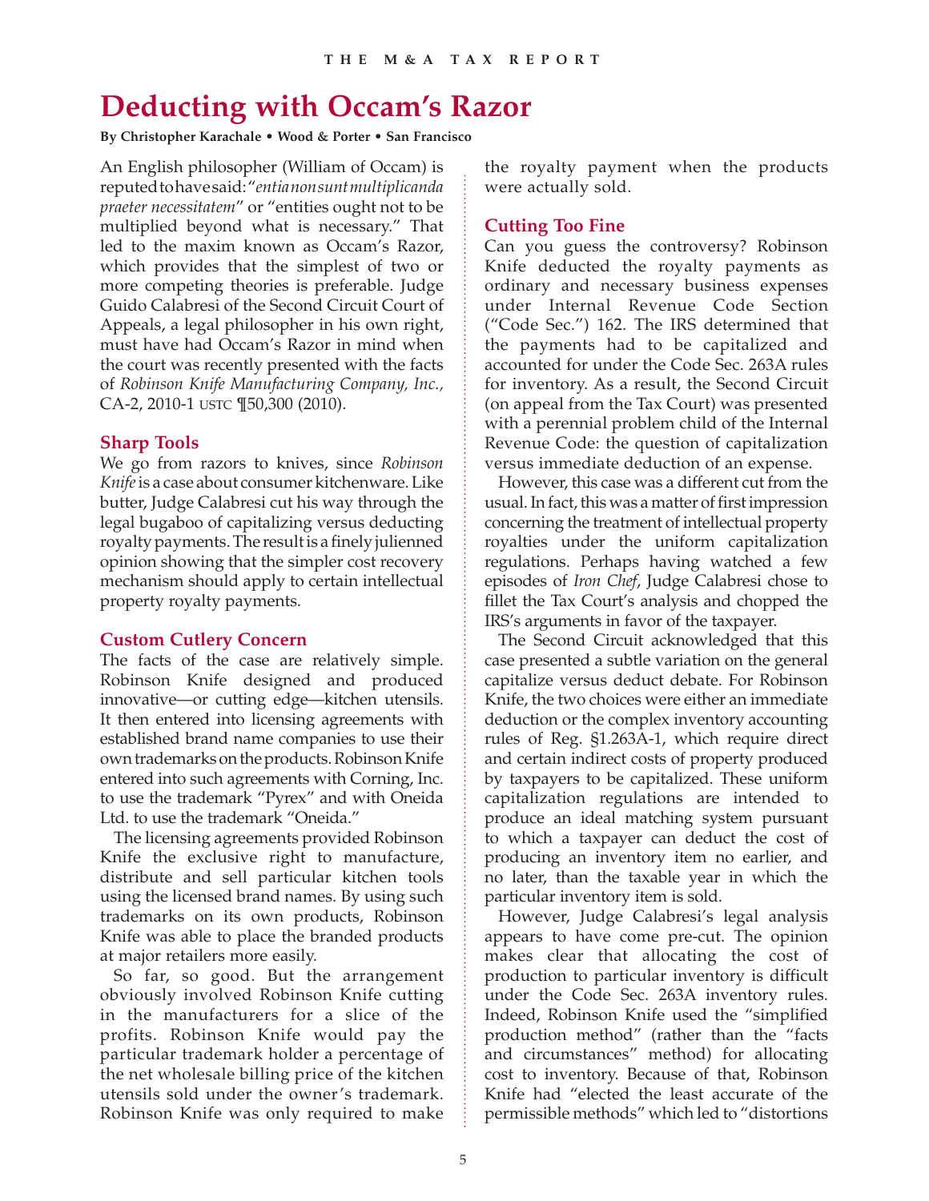# Deducting with Occam's Razor

**By Christopher Karachale • Wood & Porter • San Francisco**

An English philosopher (William of Occam) is reputed to have said: "*entia non sunt multiplicanda praeter necessitatem*" or "entities ought not to be multiplied beyond what is necessary." That led to the maxim known as Occam's Razor, which provides that the simplest of two or more competing theories is preferable. Judge Guido Calabresi of the Second Circuit Court of Appeals, a legal philosopher in his own right, must have had Occam's Razor in mind when the court was recently presented with the facts of *Robinson Knife Manufacturing Company, Inc.*, CA-2, 2010-1 USTC ¶50,300 (2010).

## Sharp Tools

We go from razors to knives, since *Robinson Knife* is a case about consumer kitchenware. Like butter, Judge Calabresi cut his way through the legal bugaboo of capitalizing versus deducting royalty payments. The result is a finely julienned opinion showing that the simpler cost recovery mechanism should apply to certain intellectual property royalty payments.

## Custom Cutlery Concern

The facts of the case are relatively simple. Robinson Knife designed and produced innovative—or cutting edge—kitchen utensils. It then entered into licensing agreements with established brand name companies to use their own trademarks on the products. Robinson Knife entered into such agreements with Corning, Inc. to use the trademark "Pyrex" and with Oneida Ltd. to use the trademark "Oneida."

The licensing agreements provided Robinson Knife the exclusive right to manufacture, distribute and sell particular kitchen tools using the licensed brand names. By using such trademarks on its own products, Robinson Knife was able to place the branded products at major retailers more easily.

So far, so good. But the arrangement obviously involved Robinson Knife cutting in the manufacturers for a slice of the profits. Robinson Knife would pay the particular trademark holder a percentage of the net wholesale billing price of the kitchen utensils sold under the owner's trademark. Robinson Knife was only required to make the royalty payment when the products were actually sold.

## Cutting Too Fine

Can you guess the controversy? Robinson Knife deducted the royalty payments as ordinary and necessary business expenses under Internal Revenue Code Section ("Code Sec.") 162. The IRS determined that the payments had to be capitalized and accounted for under the Code Sec. 263A rules for inventory. As a result, the Second Circuit (on appeal from the Tax Court) was presented with a perennial problem child of the Internal Revenue Code: the question of capitalization versus immediate deduction of an expense.

However, this case was a different cut from the usual. In fact, this was a matter of first impression concerning the treatment of intellectual property royalties under the uniform capitalization regulations. Perhaps having watched a few episodes of *Iron Chef*, Judge Calabresi chose to fillet the Tax Court's analysis and chopped the IRS's arguments in favor of the taxpayer.

The Second Circuit acknowledged that this case presented a subtle variation on the general capitalize versus deduct debate. For Robinson Knife, the two choices were either an immediate deduction or the complex inventory accounting rules of Reg. §1.263A-1, which require direct and certain indirect costs of property produced by taxpayers to be capitalized. These uniform capitalization regulations are intended to produce an ideal matching system pursuant to which a taxpayer can deduct the cost of producing an inventory item no earlier, and no later, than the taxable year in which the particular inventory item is sold.

However, Judge Calabresi's legal analysis appears to have come pre-cut. The opinion makes clear that allocating the cost of production to particular inventory is difficult under the Code Sec. 263A inventory rules. Indeed, Robinson Knife used the "simplified production method" (rather than the "facts and circumstances" method) for allocating cost to inventory. Because of that, Robinson Knife had "elected the least accurate of the permissible methods" which led to "distortions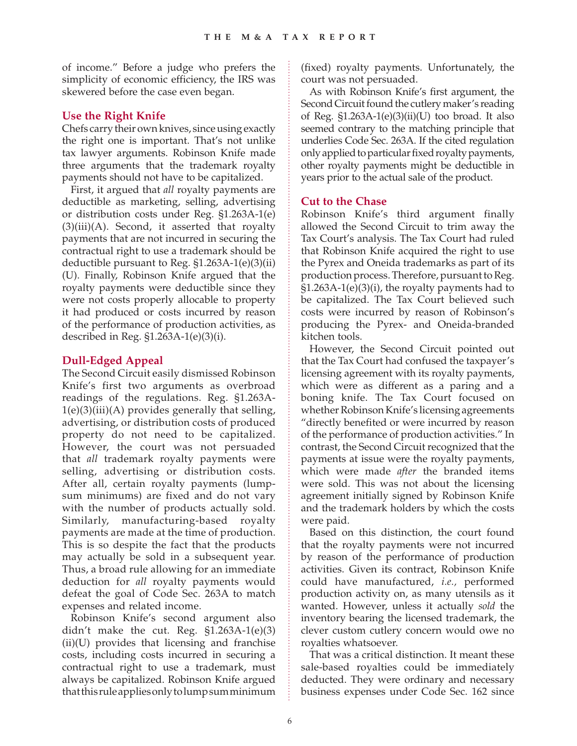of income." Before a judge who prefers the simplicity of economic efficiency, the IRS was skewered before the case even began.

## Use the Right Knife

Chefs carry their own knives, since using exactly the right one is important. That's not unlike tax lawyer arguments. Robinson Knife made three arguments that the trademark royalty payments should not have to be capitalized.

First, it argued that *all* royalty payments are deductible as marketing, selling, advertising or distribution costs under Reg. §1.263A-1(e)(3)(iii)(A). Second, it asserted that royalty payments that are not incurred in securing the contractual right to use a trademark should be deductible pursuant to Reg. §1.263A-1(e)(3)(ii)(U). Finally, Robinson Knife argued that the royalty payments were deductible since they were not costs properly allocable to property it had produced or costs incurred by reason of the performance of production activities, as described in Reg. §1.263A-1(e)(3)(i).

## Dull-Edged Appeal

The Second Circuit easily dismissed Robinson Knife's first two arguments as overbroad readings of the regulations. Reg. §1.263A-1(e)(3)(iii)(A) provides generally that selling, advertising, or distribution costs of produced property do not need to be capitalized. However, the court was not persuaded that *all* trademark royalty payments were selling, advertising or distribution costs. After all, certain royalty payments (lump-sum minimums) are fixed and do not vary with the number of products actually sold. Similarly, manufacturing-based royalty payments are made at the time of production. This is so despite the fact that the products may actually be sold in a subsequent year. Thus, a broad rule allowing for an immediate deduction for *all* royalty payments would defeat the goal of Code Sec. 263A to match expenses and related income.

Robinson Knife's second argument also didn't make the cut. Reg. §1.263A-1(e)(3)(ii)(U) provides that licensing and franchise costs, including costs incurred in securing a contractual right to use a trademark, must always be capitalized. Robinson Knife argued that this rule applies only to lump sum minimum (fixed) royalty payments. Unfortunately, the court was not persuaded.

As with Robinson Knife's first argument, the Second Circuit found the cutlery maker's reading of Reg. §1.263A-1(e)(3)(ii)(U) too broad. It also seemed contrary to the matching principle that underlies Code Sec. 263A. If the cited regulation only applied to particular fixed royalty payments, other royalty payments might be deductible in years prior to the actual sale of the product.

## Cut to the Chase

Robinson Knife's third argument finally allowed the Second Circuit to trim away the Tax Court's analysis. The Tax Court had ruled that Robinson Knife acquired the right to use the Pyrex and Oneida trademarks as part of its production process. Therefore, pursuant to Reg. §1.263A-1(e)(3)(i), the royalty payments had to be capitalized. The Tax Court believed such costs were incurred by reason of Robinson's producing the Pyrex- and Oneida-branded kitchen tools.

However, the Second Circuit pointed out that the Tax Court had confused the taxpayer's licensing agreement with its royalty payments, which were as different as a paring and a boning knife. The Tax Court focused on whether Robinson Knife's licensing agreements "directly benefited or were incurred by reason of the performance of production activities." In contrast, the Second Circuit recognized that the payments at issue were the royalty payments, which were made *after* the branded items were sold. This was not about the licensing agreement initially signed by Robinson Knife and the trademark holders by which the costs were paid.

Based on this distinction, the court found that the royalty payments were not incurred by reason of the performance of production activities. Given its contract, Robinson Knife could have manufactured, *i.e.,* performed production activity on, as many utensils as it wanted. However, unless it actually *sold* the inventory bearing the licensed trademark, the clever custom cutlery concern would owe no royalties whatsoever.

That was a critical distinction. It meant these sale-based royalties could be immediately deducted. They were ordinary and necessary business expenses under Code Sec. 162 since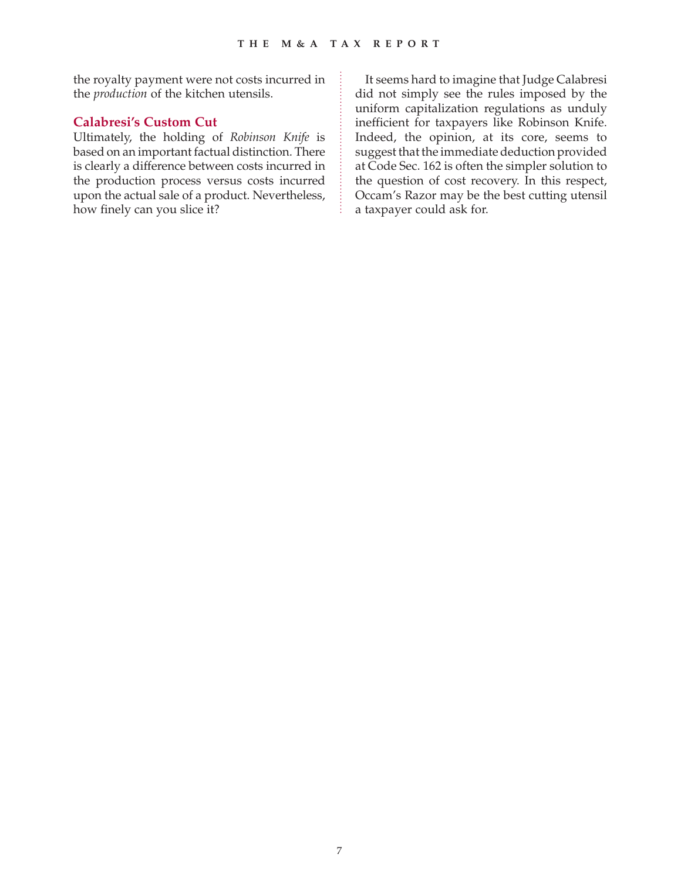the royalty payment were not costs incurred in the *production* of the kitchen utensils.

## Calabresi's Custom Cut

Ultimately, the holding of *Robinson Knife* is based on an important factual distinction. There is clearly a difference between costs incurred in the production process versus costs incurred upon the actual sale of a product. Nevertheless, how finely can you slice it?

It seems hard to imagine that Judge Calabresi did not simply see the rules imposed by the uniform capitalization regulations as unduly inefficient for taxpayers like Robinson Knife. Indeed, the opinion, at its core, seems to suggest that the immediate deduction provided at Code Sec. 162 is often the simpler solution to the question of cost recovery. In this respect, Occam's Razor may be the best cutting utensil a taxpayer could ask for.